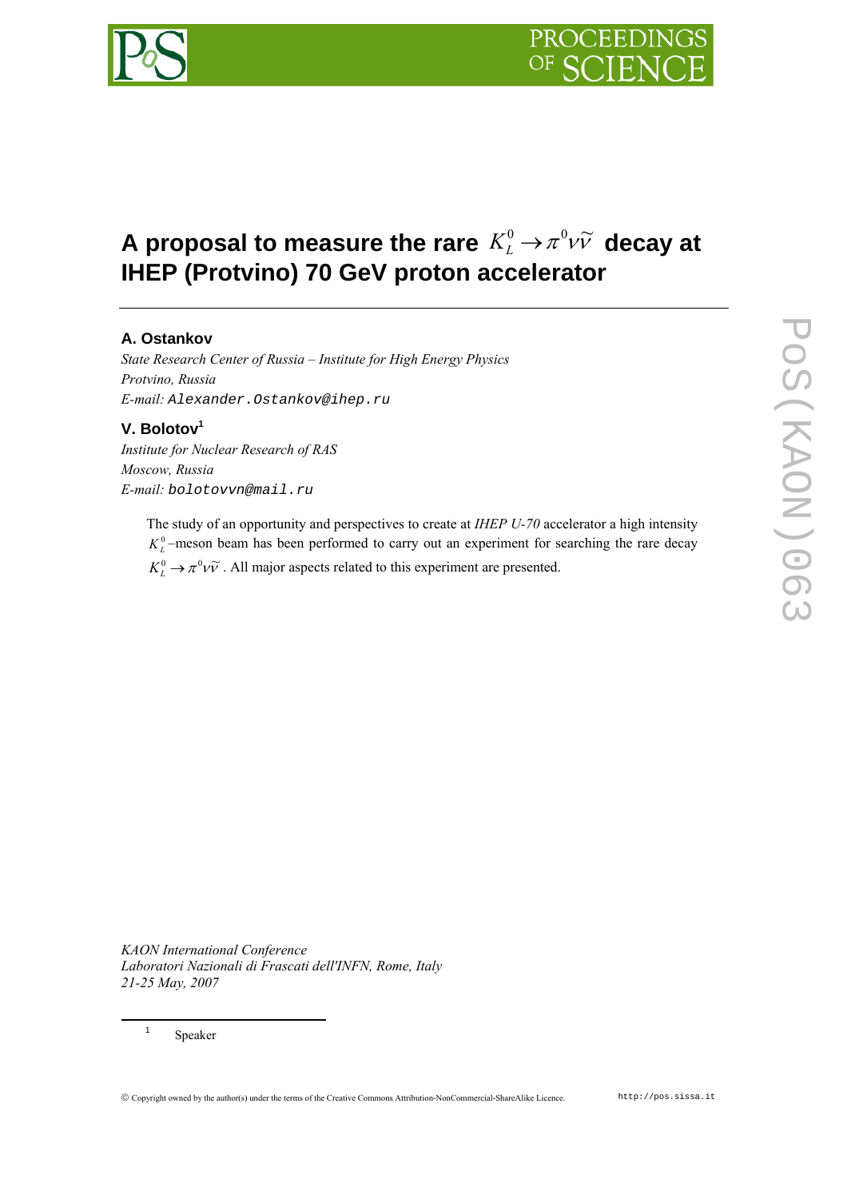# A proposal to measure the rare $K_L^0 \to \pi^0 \nu\tilde{\nu}$ decay at IHEP (Protvino) 70 GeV proton accelerator

**A. Ostankov**

*State Research Center of Russia – Institute for High Energy Physics*
*Protvino, Russia*
*E-mail:* `Alexander.Ostankov@ihep.ru`

**V. Bolotov**[1]

*Institute for Nuclear Research of RAS*
*Moscow, Russia*
*E-mail:* `bolotovvn@mail.ru`

The study of an opportunity and perspectives to create at *IHEP U-70* accelerator a high intensity $K_L^0$ –meson beam has been performed to carry out an experiment for searching the rare decay $K_L^0 \to \pi^0 \nu\tilde{\nu}$ . All major aspects related to this experiment are presented.

*KAON International Conference*
*Laboratori Nazionali di Frascati dell'INFN, Rome, Italy*
*21-25 May, 2007*

[1] Speaker

© Copyright owned by the author(s) under the terms of the Creative Commons Attribution-NonCommercial-ShareAlike Licence. http://pos.sissa.it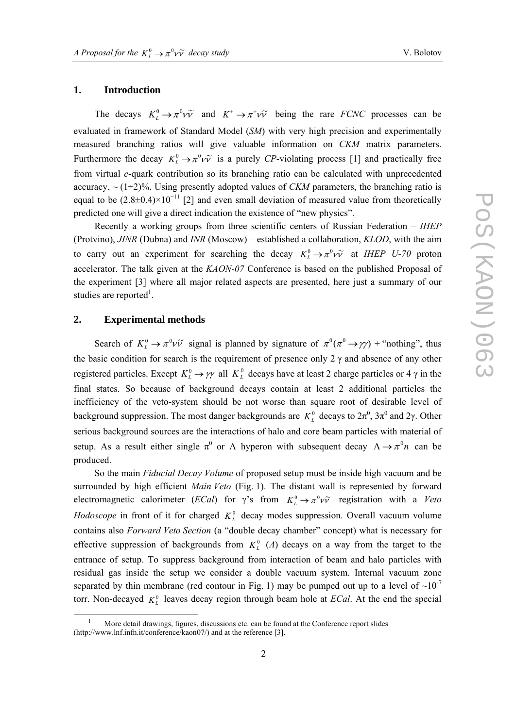## 1. Introduction

The decays $K_L^0 \to \pi^0 \nu\tilde{\nu}$ and $K^+ \to \pi^+ \nu\tilde{\nu}$ being the rare *FCNC* processes can be evaluated in framework of Standard Model (*SM*) with very high precision and experimentally measured branching ratios will give valuable information on *CKM* matrix parameters. Furthermore the decay $K_L^0 \to \pi^0 \nu\tilde{\nu}$ is a purely *CP*-violating process [1] and practically free from virtual *c*-quark contribution so its branching ratio can be calculated with unprecedented accuracy, ~ (1÷2)%. Using presently adopted values of *CKM* parameters, the branching ratio is equal to be $(2.8\pm0.4)\times10^{-11}$ [2] and even small deviation of measured value from theoretically predicted one will give a direct indication the existence of "new physics".

Recently a working groups from three scientific centers of Russian Federation – *IHEP* (Protvino), *JINR* (Dubna) and *INR* (Moscow) – established a collaboration, *KLOD*, with the aim to carry out an experiment for searching the decay $K_L^0 \to \pi^0 \nu\tilde{\nu}$ at *IHEP U-70* proton accelerator. The talk given at the *KAON-07* Conference is based on the published Proposal of the experiment [3] where all major related aspects are presented, here just a summary of our studies are reported[1].

## 2. Experimental methods

Search of $K_L^0 \to \pi^0 \nu\tilde{\nu}$ signal is planned by signature of $\pi^0(\pi^0 \to \gamma\gamma)$ + "nothing", thus the basic condition for search is the requirement of presence only 2 γ and absence of any other registered particles. Except $K_L^0 \to \gamma\gamma$ all $K_L^0$ decays have at least 2 charge particles or 4 γ in the final states. So because of background decays contain at least 2 additional particles the inefficiency of the veto-system should be not worse than square root of desirable level of background suppression. The most danger backgrounds are $K_L^0$ decays to $2\pi^0$, $3\pi^0$ and 2γ. Other serious background sources are the interactions of halo and core beam particles with material of setup. As a result either single $\pi^0$ or Λ hyperon with subsequent decay $\Lambda \to \pi^0 n$ can be produced.

So the main *Fiducial Decay Volume* of proposed setup must be inside high vacuum and be surrounded by high efficient *Main Veto* (Fig. 1). The distant wall is represented by forward electromagnetic calorimeter (*ECal*) for γ's from $K_L^0 \to \pi^0 \nu\tilde{\nu}$ registration with a *Veto Hodoscope* in front of it for charged $K_L^0$ decay modes suppression. Overall vacuum volume contains also *Forward Veto Section* (a "double decay chamber" concept) what is necessary for effective suppression of backgrounds from $K_L^0$ (*Λ*) decays on a way from the target to the entrance of setup. To suppress background from interaction of beam and halo particles with residual gas inside the setup we consider a double vacuum system. Internal vacuum zone separated by thin membrane (red contour in Fig. 1) may be pumped out up to a level of $\sim10^{-7}$ torr. Non-decayed $K_L^0$ leaves decay region through beam hole at *ECal*. At the end the special

[1] More detail drawings, figures, discussions etc. can be found at the Conference report slides (http://www.lnf.infn.it/conference/kaon07/) and at the reference [3].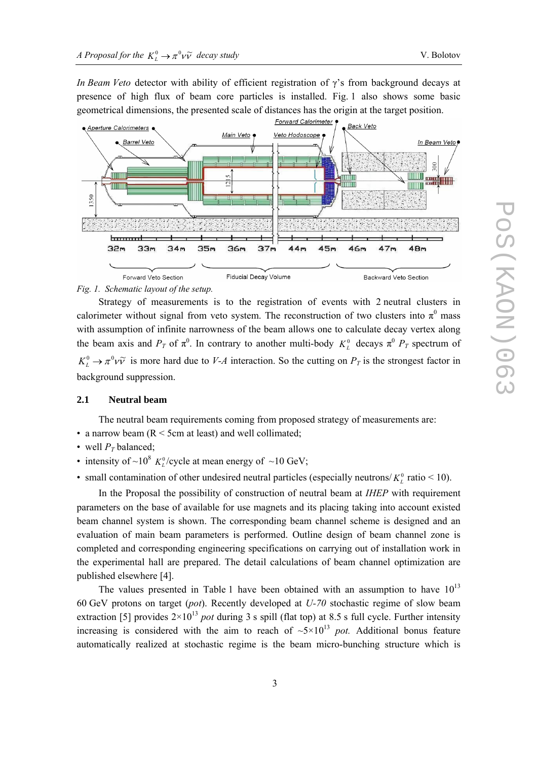*In Beam Veto* detector with ability of efficient registration of γ's from background decays at presence of high flux of beam core particles is installed. Fig. 1 also shows some basic geometrical dimensions, the presented scale of distances has the origin at the target position.

*Fig. 1. Schematic layout of the setup.*

Strategy of measurements is to the registration of events with 2 neutral clusters in calorimeter without signal from veto system. The reconstruction of two clusters into $\pi^0$ mass with assumption of infinite narrowness of the beam allows one to calculate decay vertex along the beam axis and $P_T$ of $\pi^0$. In contrary to another multi-body $K_L^0$ decays $\pi^0$ $P_T$ spectrum of $K_L^0 \to \pi^0 \nu \tilde{\nu}$ is more hard due to *V-A* interaction. So the cutting on $P_T$ is the strongest factor in background suppression.

### 2.1 Neutral beam

The neutral beam requirements coming from proposed strategy of measurements are:

- a narrow beam (R < 5cm at least) and well collimated;
- well $P_T$ balanced;
- intensity of ~$10^8$ $K_L^0$/cycle at mean energy of ~10 GeV;
- small contamination of other undesired neutral particles (especially neutrons/ $K_L^0$ ratio < 10).

In the Proposal the possibility of construction of neutral beam at *IHEP* with requirement parameters on the base of available for use magnets and its placing taking into account existed beam channel system is shown. The corresponding beam channel scheme is designed and an evaluation of main beam parameters is performed. Outline design of beam channel zone is completed and corresponding engineering specifications on carrying out of installation work in the experimental hall are prepared. The detail calculations of beam channel optimization are published elsewhere [4].

The values presented in Table 1 have been obtained with an assumption to have $10^{13}$ 60 GeV protons on target (*pot*). Recently developed at *U-70* stochastic regime of slow beam extraction [5] provides $2\times10^{13}$ *pot* during 3 s spill (flat top) at 8.5 s full cycle. Further intensity increasing is considered with the aim to reach of ~$5\times10^{13}$ *pot.* Additional bonus feature automatically realized at stochastic regime is the beam micro-bunching structure which is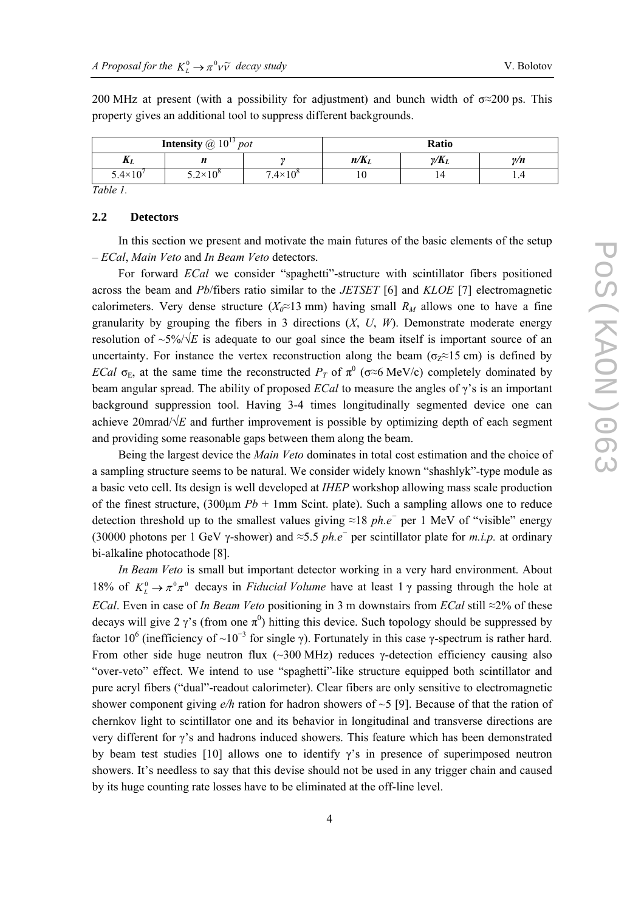200 MHz at present (with a possibility for adjustment) and bunch width of σ≈200 ps. This property gives an additional tool to suppress different backgrounds.

| **Intensity** @ $10^{13}$ *pot* | | | **Ratio** | | |
|---|---|---|---|---|---|
| $K_L$ | $n$ | $\gamma$ | $n/K_L$ | $\gamma/K_L$ | $\gamma/n$ |
| $5.4\times10^7$ | $5.2\times10^8$ | $7.4\times10^8$ | 10 | 14 | 1.4 |

*Table 1.*

### 2.2 Detectors

In this section we present and motivate the main futures of the basic elements of the setup – *ECal*, *Main Veto* and *In Beam Veto* detectors.

For forward *ECal* we consider "spaghetti"-structure with scintillator fibers positioned across the beam and *Pb*/fibers ratio similar to the *JETSET* [6] and *KLOE* [7] electromagnetic calorimeters. Very dense structure ($X_0$≈13 mm) having small $R_M$ allows one to have a fine granularity by grouping the fibers in 3 directions (*X*, *U*, *W*). Demonstrate moderate energy resolution of ~5%/$\sqrt{E}$ is adequate to our goal since the beam itself is important source of an uncertainty. For instance the vertex reconstruction along the beam ($\sigma_Z$≈15 cm) is defined by *ECal* $\sigma_E$, at the same time the reconstructed $P_T$ of $\pi^0$ (σ≈6 MeV/c) completely dominated by beam angular spread. The ability of proposed *ECal* to measure the angles of γ's is an important background suppression tool. Having 3-4 times longitudinally segmented device one can achieve 20mrad/$\sqrt{E}$ and further improvement is possible by optimizing depth of each segment and providing some reasonable gaps between them along the beam.

Being the largest device the *Main Veto* dominates in total cost estimation and the choice of a sampling structure seems to be natural. We consider widely known "shashlyk"-type module as a basic veto cell. Its design is well developed at *IHEP* workshop allowing mass scale production of the finest structure, (300μm *Pb* + 1mm Scint. plate). Such a sampling allows one to reduce detection threshold up to the smallest values giving ≈18 *ph.e*$^-$ per 1 MeV of "visible" energy (30000 photons per 1 GeV γ-shower) and ≈5.5 *ph.e*$^-$ per scintillator plate for *m.i.p.* at ordinary bi-alkaline photocathode [8].

*In Beam Veto* is small but important detector working in a very hard environment. About 18% of $K_L^0 \to \pi^0\pi^0$ decays in *Fiducial Volume* have at least 1 γ passing through the hole at *ECal*. Even in case of *In Beam Veto* positioning in 3 m downstairs from *ECal* still ≈2% of these decays will give 2 γ's (from one $\pi^0$) hitting this device. Such topology should be suppressed by factor $10^6$ (inefficiency of ~$10^{-3}$ for single γ). Fortunately in this case γ-spectrum is rather hard. From other side huge neutron flux (~300 MHz) reduces γ-detection efficiency causing also "over-veto" effect. We intend to use "spaghetti"-like structure equipped both scintillator and pure acryl fibers ("dual"-readout calorimeter). Clear fibers are only sensitive to electromagnetic shower component giving *e/h* ration for hadron showers of ~5 [9]. Because of that the ration of chernkov light to scintillator one and its behavior in longitudinal and transverse directions are very different for γ's and hadrons induced showers. This feature which has been demonstrated by beam test studies [10] allows one to identify γ's in presence of superimposed neutron showers. It's needless to say that this devise should not be used in any trigger chain and caused by its huge counting rate losses have to be eliminated at the off-line level.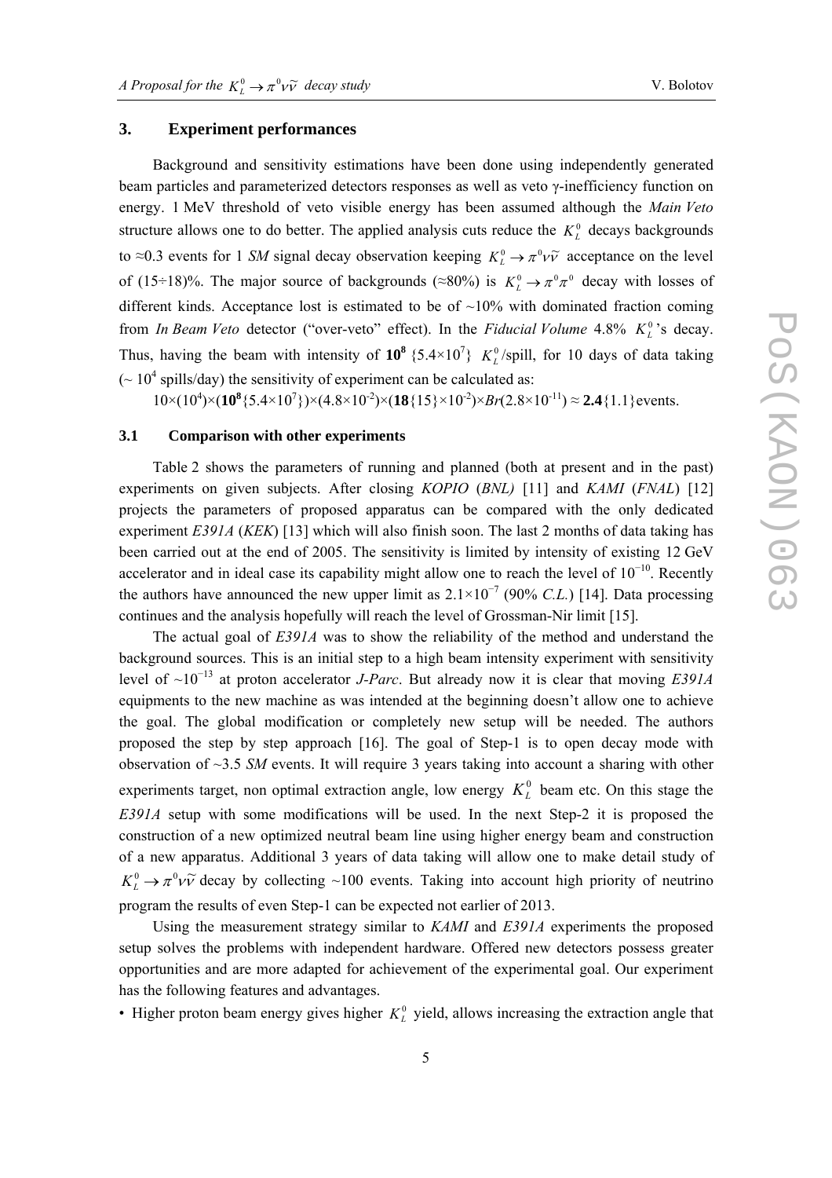## 3. Experiment performances

Background and sensitivity estimations have been done using independently generated beam particles and parameterized detectors responses as well as veto γ-inefficiency function on energy. 1 MeV threshold of veto visible energy has been assumed although the *Main Veto* structure allows one to do better. The applied analysis cuts reduce the $K_L^0$ decays backgrounds to ≈0.3 events for 1 *SM* signal decay observation keeping $K_L^0 \to \pi^0 \nu \tilde{\nu}$ acceptance on the level of (15÷18)%. The major source of backgrounds (≈80%) is $K_L^0 \to \pi^0 \pi^0$ decay with losses of different kinds. Acceptance lost is estimated to be of ~10% with dominated fraction coming from *In Beam Veto* detector ("over-veto" effect). In the *Fiducial Volume* 4.8% $K_L^0$'s decay. Thus, having the beam with intensity of $\mathbf{10^8}$ $\{5.4{\times}10^7\}$ $K_L^0$/spill, for 10 days of data taking (~ $10^4$ spills/day) the sensitivity of experiment can be calculated as:

$$10{\times}(10^4){\times}(\mathbf{10^8}\{5.4{\times}10^7\}){\times}(4.8{\times}10^{-2}){\times}(\mathbf{18}\{15\}{\times}10^{-2}){\times}Br(2.8{\times}10^{-11}) \approx \mathbf{2.4}\{1.1\}\text{events}.$$

### 3.1 Comparison with other experiments

Table 2 shows the parameters of running and planned (both at present and in the past) experiments on given subjects. After closing *KOPIO* (*BNL)* [11] and *KAMI* (*FNAL*) [12] projects the parameters of proposed apparatus can be compared with the only dedicated experiment *E391A* (*KEK*) [13] which will also finish soon. The last 2 months of data taking has been carried out at the end of 2005. The sensitivity is limited by intensity of existing 12 GeV accelerator and in ideal case its capability might allow one to reach the level of $10^{-10}$. Recently the authors have announced the new upper limit as $2.1{\times}10^{-7}$ (90% *C.L.*) [14]. Data processing continues and the analysis hopefully will reach the level of Grossman-Nir limit [15].

The actual goal of *E391A* was to show the reliability of the method and understand the background sources. This is an initial step to a high beam intensity experiment with sensitivity level of ~$10^{-13}$ at proton accelerator *J-Parc*. But already now it is clear that moving *E391A* equipments to the new machine as was intended at the beginning doesn't allow one to achieve the goal. The global modification or completely new setup will be needed. The authors proposed the step by step approach [16]. The goal of Step-1 is to open decay mode with observation of ~3.5 *SM* events. It will require 3 years taking into account a sharing with other experiments target, non optimal extraction angle, low energy $K_L^0$ beam etc. On this stage the *E391A* setup with some modifications will be used. In the next Step-2 it is proposed the construction of a new optimized neutral beam line using higher energy beam and construction of a new apparatus. Additional 3 years of data taking will allow one to make detail study of $K_L^0 \to \pi^0 \nu \tilde{\nu}$ decay by collecting ~100 events. Taking into account high priority of neutrino program the results of even Step-1 can be expected not earlier of 2013.

Using the measurement strategy similar to *KAMI* and *E391A* experiments the proposed setup solves the problems with independent hardware. Offered new detectors possess greater opportunities and are more adapted for achievement of the experimental goal. Our experiment has the following features and advantages.

- Higher proton beam energy gives higher $K_L^0$ yield, allows increasing the extraction angle that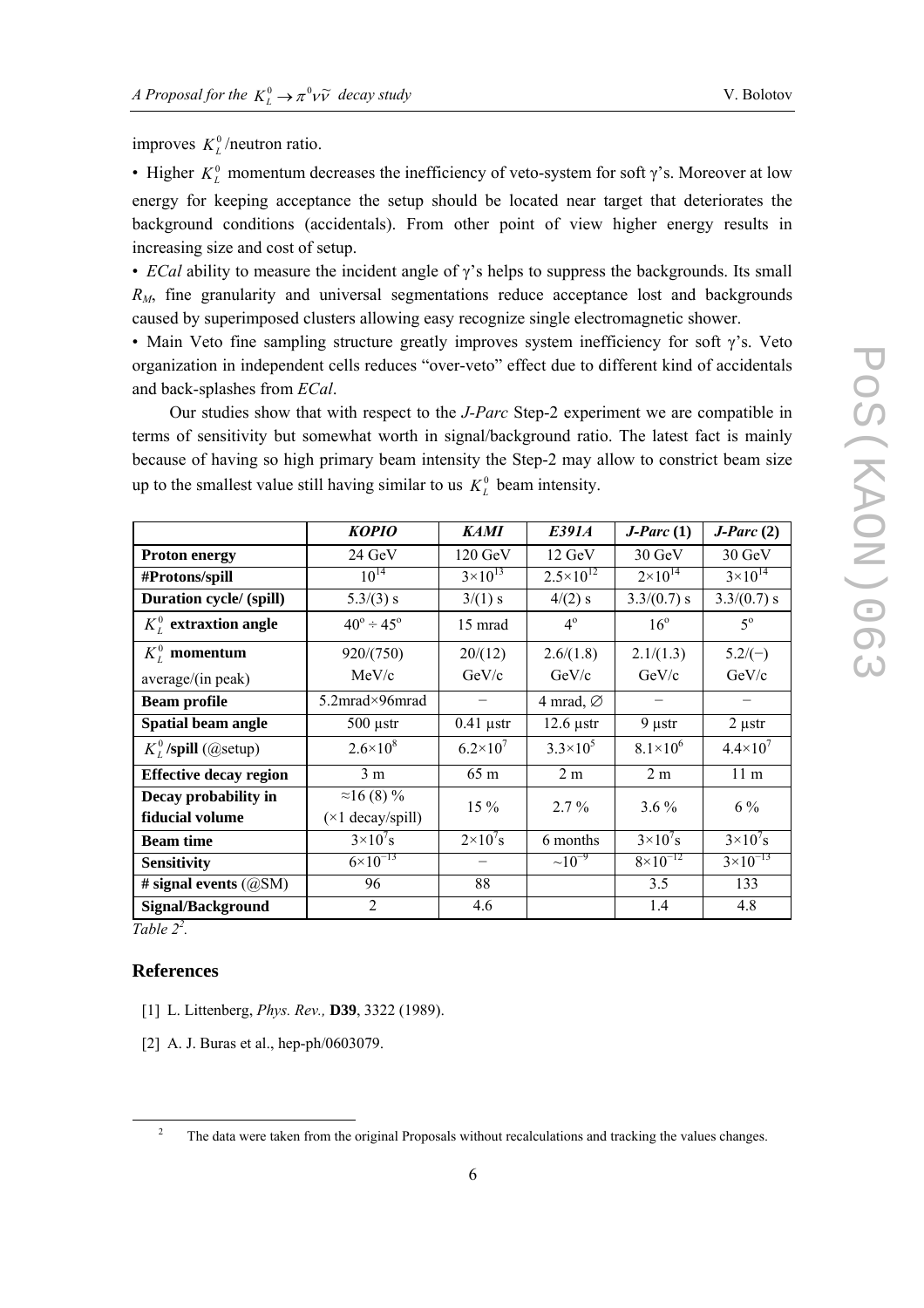improves $K_L^0$/neutron ratio.

• Higher $K_L^0$ momentum decreases the inefficiency of veto-system for soft γ's. Moreover at low energy for keeping acceptance the setup should be located near target that deteriorates the background conditions (accidentals). From other point of view higher energy results in increasing size and cost of setup.

• *ECal* ability to measure the incident angle of γ's helps to suppress the backgrounds. Its small $R_M$, fine granularity and universal segmentations reduce acceptance lost and backgrounds caused by superimposed clusters allowing easy recognize single electromagnetic shower.

• Main Veto fine sampling structure greatly improves system inefficiency for soft γ's. Veto organization in independent cells reduces "over-veto" effect due to different kind of accidentals and back-splashes from *ECal*.

Our studies show that with respect to the *J-Parc* Step-2 experiment we are compatible in terms of sensitivity but somewhat worth in signal/background ratio. The latest fact is mainly because of having so high primary beam intensity the Step-2 may allow to constrict beam size up to the smallest value still having similar to us $K_L^0$ beam intensity.

| | ***KOPIO*** | ***KAMI*** | ***E391A*** | ***J-Parc* (1)** | ***J-Parc* (2)** |
|---|---|---|---|---|---|
| **Proton energy** | 24 GeV | 120 GeV | 12 GeV | 30 GeV | 30 GeV |
| **#Protons/spill** | $10^{14}$ | $3\times10^{13}$ | $2.5\times10^{12}$ | $2\times10^{14}$ | $3\times10^{14}$ |
| **Duration cycle/ (spill)** | 5.3/(3) s | 3/(1) s | 4/(2) s | 3.3/(0.7) s | 3.3/(0.7) s |
| $K_L^0$ **extraxtion angle** | $40^o \div 45^o$ | 15 mrad | $4^o$ | $16^o$ | $5^o$ |
| $K_L^0$ **momentum** average/(in peak) | 920/(750) MeV/c | 20/(12) GeV/c | 2.6/(1.8) GeV/c | 2.1/(1.3) GeV/c | 5.2/(−) GeV/c |
| **Beam profile** | 5.2mrad×96mrad | − | 4 mrad, ∅ | − | − |
| **Spatial beam angle** | 500 μstr | 0.41 μstr | 12.6 μstr | 9 μstr | 2 μstr |
| $K_L^0$ **/spill** (@setup) | $2.6\times10^8$ | $6.2\times10^7$ | $3.3\times10^5$ | $8.1\times10^6$ | $4.4\times10^7$ |
| **Effective decay region** | 3 m | 65 m | 2 m | 2 m | 11 m |
| **Decay probability in fiducial volume** | ≈16 (8) % (×1 decay/spill) | 15 % | 2.7 % | 3.6 % | 6 % |
| **Beam time** | $3\times10^7$s | $2\times10^7$s | 6 months | $3\times10^7$s | $3\times10^7$s |
| **Sensitivity** | $6\times10^{-13}$ | − | $\sim10^{-9}$ | $8\times10^{-12}$ | $3\times10^{-13}$ |
| **# signal events** (@SM) | 96 | 88 | | 3.5 | 133 |
| **Signal/Background** | 2 | 4.6 | | 1.4 | 4.8 |

*Table 2*[2].

## References

[1] L. Littenberg, *Phys. Rev.,* **D39**, 3322 (1989).

[2] A. J. Buras et al., hep-ph/0603079.

[2] The data were taken from the original Proposals without recalculations and tracking the values changes.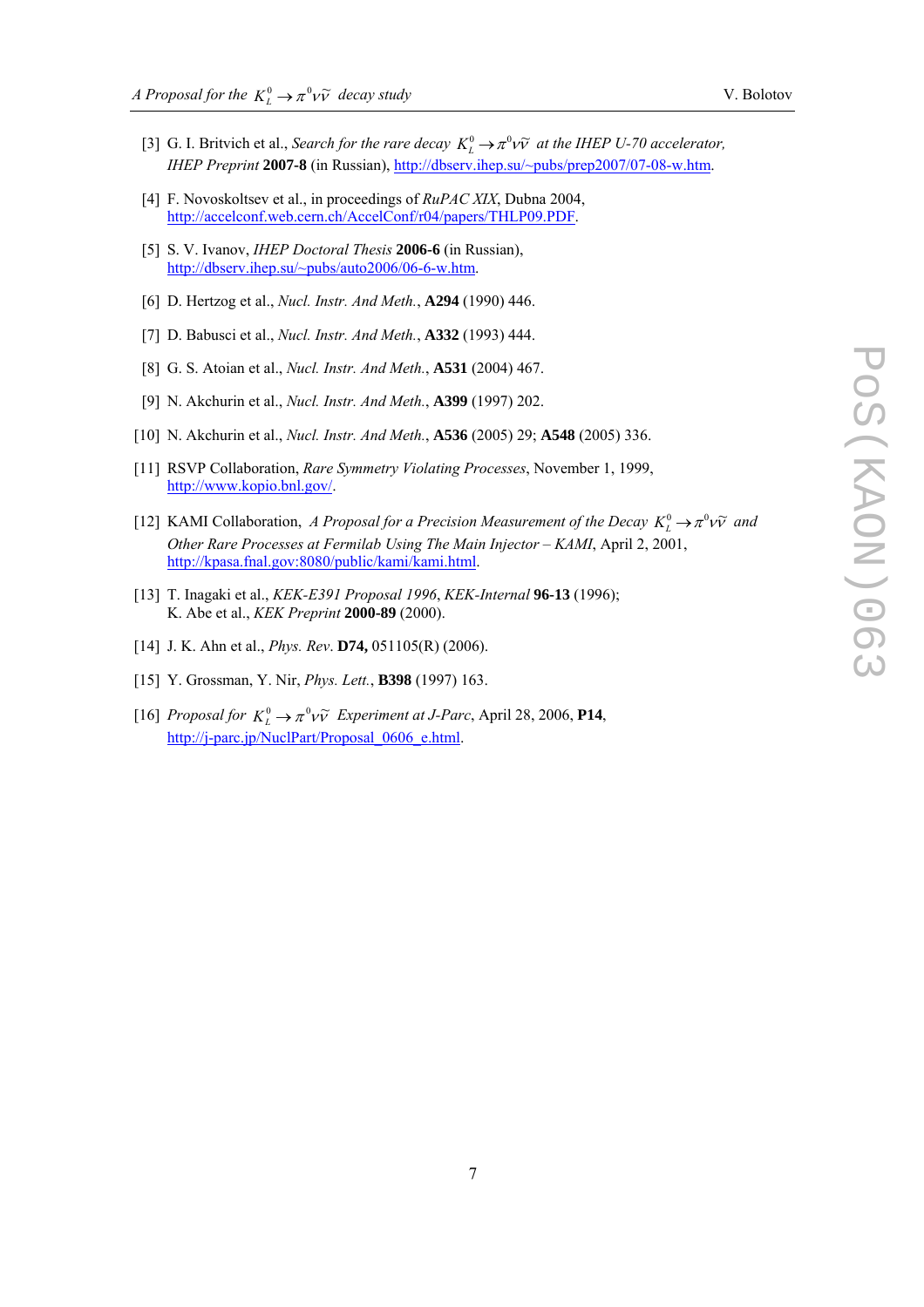[3] G. I. Britvich et al., *Search for the rare decay $K_L^0 \to \pi^0 \nu\tilde{\nu}$ at the IHEP U-70 accelerator, IHEP Preprint* **2007-8** (in Russian), http://dbserv.ihep.su/~pubs/prep2007/07-08-w.htm.

[4] F. Novoskoltsev et al., in proceedings of *RuPAC XIX*, Dubna 2004, http://accelconf.web.cern.ch/AccelConf/r04/papers/THLP09.PDF.

[5] S. V. Ivanov, *IHEP Doctoral Thesis* **2006-6** (in Russian), http://dbserv.ihep.su/~pubs/auto2006/06-6-w.htm.

[6] D. Hertzog et al., *Nucl. Instr. And Meth.*, **A294** (1990) 446.

[7] D. Babusci et al., *Nucl. Instr. And Meth.*, **A332** (1993) 444.

[8] G. S. Atoian et al., *Nucl. Instr. And Meth.*, **A531** (2004) 467.

[9] N. Akchurin et al., *Nucl. Instr. And Meth.*, **A399** (1997) 202.

[10] N. Akchurin et al., *Nucl. Instr. And Meth.*, **A536** (2005) 29; **A548** (2005) 336.

[11] RSVP Collaboration, *Rare Symmetry Violating Processes*, November 1, 1999, http://www.kopio.bnl.gov/.

[12] KAMI Collaboration, *A Proposal for a Precision Measurement of the Decay $K_L^0 \to \pi^0 \nu\tilde{\nu}$ and Other Rare Processes at Fermilab Using The Main Injector – KAMI*, April 2, 2001, http://kpasa.fnal.gov:8080/public/kami/kami.html.

[13] T. Inagaki et al., *KEK-E391 Proposal 1996*, *KEK-Internal* **96-13** (1996); K. Abe et al., *KEK Preprint* **2000-89** (2000).

[14] J. K. Ahn et al., *Phys. Rev*. **D74,** 051105(R) (2006).

[15] Y. Grossman, Y. Nir, *Phys. Lett.*, **B398** (1997) 163.

[16] *Proposal for $K_L^0 \to \pi^0 \nu\tilde{\nu}$ Experiment at J-Parc*, April 28, 2006, **P14**, http://j-parc.jp/NuclPart/Proposal_0606_e.html.